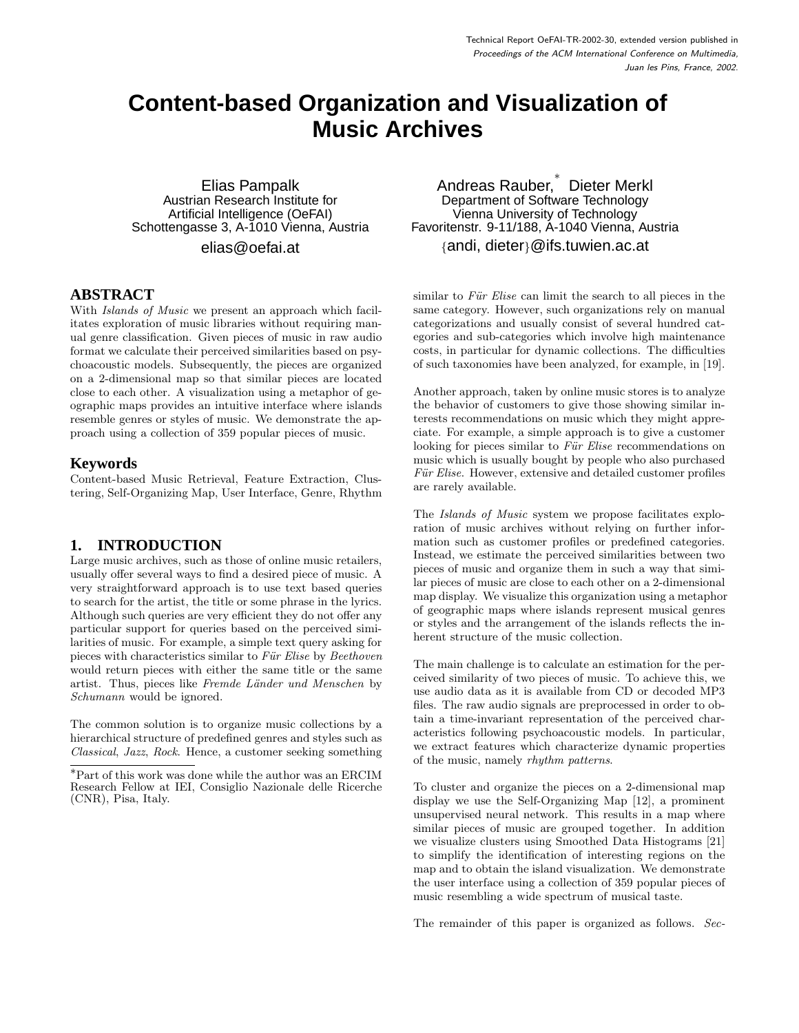Technical Report OeFAI-TR-2002-30, extended version published in *Proceedings of the ACM International Conference on Multimedia, Juan les Pins, France, 2002.*

# Content-based Organization and Visualization of Music Archives

Elias Pampalk
Austrian Research Institute for Artificial Intelligence (OeFAI)
Schottengasse 3, A-1010 Vienna, Austria
elias@oefai.at

Andreas Rauber,* Dieter Merkl
Department of Software Technology
Vienna University of Technology
Favoritenstr. 9-11/188, A-1040 Vienna, Austria
{andi, dieter}@ifs.tuwien.ac.at

## ABSTRACT

With *Islands of Music* we present an approach which facilitates exploration of music libraries without requiring manual genre classification. Given pieces of music in raw audio format we calculate their perceived similarities based on psychoacoustic models. Subsequently, the pieces are organized on a 2-dimensional map so that similar pieces are located close to each other. A visualization using a metaphor of geographic maps provides an intuitive interface where islands resemble genres or styles of music. We demonstrate the approach using a collection of 359 popular pieces of music.

## Keywords

Content-based Music Retrieval, Feature Extraction, Clustering, Self-Organizing Map, User Interface, Genre, Rhythm

## 1. INTRODUCTION

Large music archives, such as those of online music retailers, usually offer several ways to find a desired piece of music. A very straightforward approach is to use text based queries to search for the artist, the title or some phrase in the lyrics. Although such queries are very efficient they do not offer any particular support for queries based on the perceived similarities of music. For example, a simple text query asking for pieces with characteristics similar to *Für Elise* by *Beethoven* would return pieces with either the same title or the same artist. Thus, pieces like *Fremde Länder und Menschen* by *Schumann* would be ignored.

The common solution is to organize music collections by a hierarchical structure of predefined genres and styles such as *Classical*, *Jazz*, *Rock*. Hence, a customer seeking something similar to *Für Elise* can limit the search to all pieces in the same category. However, such organizations rely on manual categorizations and usually consist of several hundred categories and sub-categories which involve high maintenance costs, in particular for dynamic collections. The difficulties of such taxonomies have been analyzed, for example, in [19].

Another approach, taken by online music stores is to analyze the behavior of customers to give those showing similar interests recommendations on music which they might appreciate. For example, a simple approach is to give a customer looking for pieces similar to *Für Elise* recommendations on music which is usually bought by people who also purchased *Für Elise*. However, extensive and detailed customer profiles are rarely available.

The *Islands of Music* system we propose facilitates exploration of music archives without relying on further information such as customer profiles or predefined categories. Instead, we estimate the perceived similarities between two pieces of music and organize them in such a way that similar pieces of music are close to each other on a 2-dimensional map display. We visualize this organization using a metaphor of geographic maps where islands represent musical genres or styles and the arrangement of the islands reflects the inherent structure of the music collection.

The main challenge is to calculate an estimation for the perceived similarity of two pieces of music. To achieve this, we use audio data as it is available from CD or decoded MP3 files. The raw audio signals are preprocessed in order to obtain a time-invariant representation of the perceived characteristics following psychoacoustic models. In particular, we extract features which characterize dynamic properties of the music, namely *rhythm patterns*.

To cluster and organize the pieces on a 2-dimensional map display we use the Self-Organizing Map [12], a prominent unsupervised neural network. This results in a map where similar pieces of music are grouped together. In addition we visualize clusters using Smoothed Data Histograms [21] to simplify the identification of interesting regions on the map and to obtain the island visualization. We demonstrate the user interface using a collection of 359 popular pieces of music resembling a wide spectrum of musical taste.

The remainder of this paper is organized as follows. *Sec-*

*Part of this work was done while the author was an ERCIM Research Fellow at IEI, Consiglio Nazionale delle Ricerche (CNR), Pisa, Italy.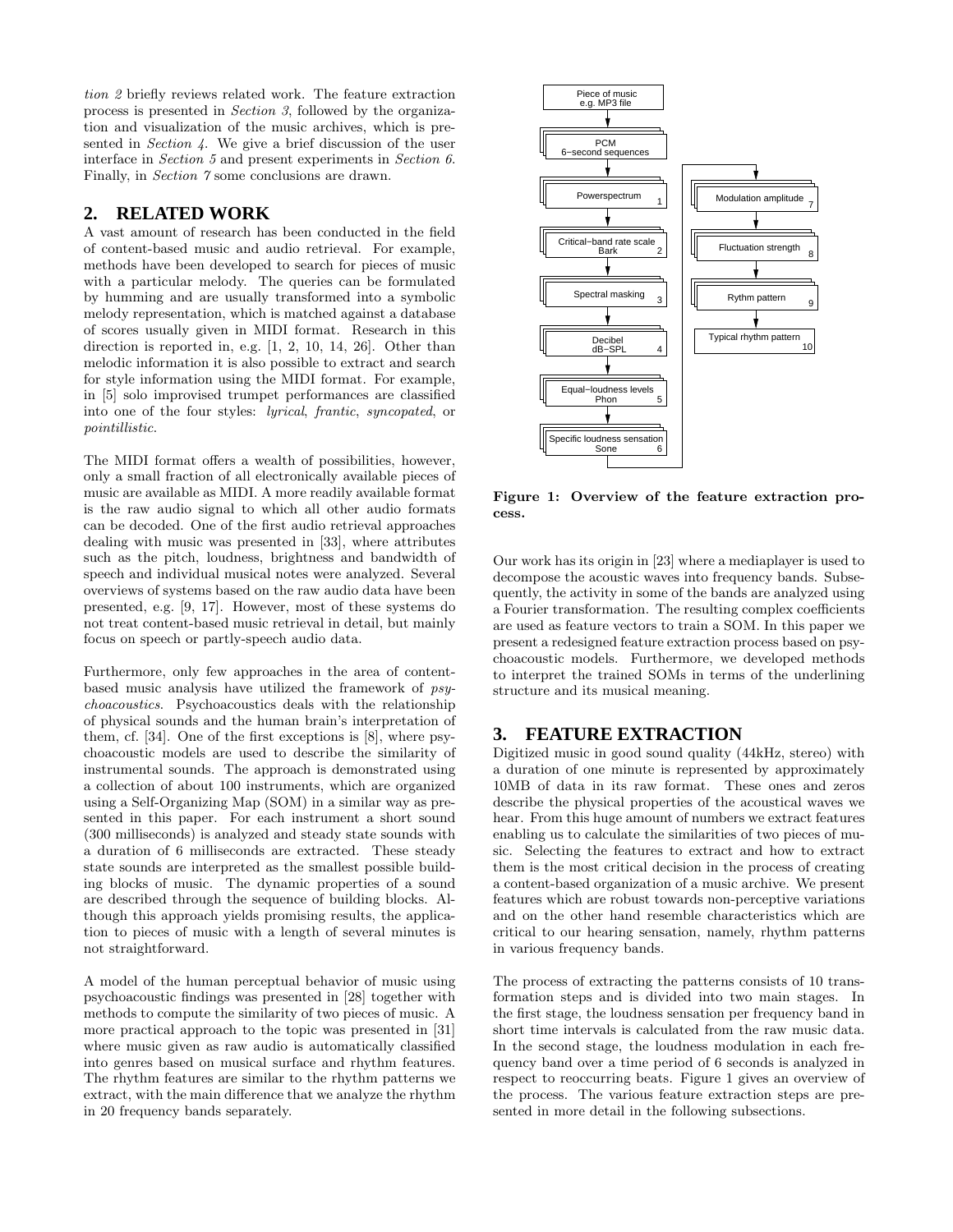*tion 2* briefly reviews related work. The feature extraction process is presented in *Section 3*, followed by the organization and visualization of the music archives, which is presented in *Section 4*. We give a brief discussion of the user interface in *Section 5* and present experiments in *Section 6*. Finally, in *Section 7* some conclusions are drawn.

## 2. RELATED WORK

A vast amount of research has been conducted in the field of content-based music and audio retrieval. For example, methods have been developed to search for pieces of music with a particular melody. The queries can be formulated by humming and are usually transformed into a symbolic melody representation, which is matched against a database of scores usually given in MIDI format. Research in this direction is reported in, e.g. [1, 2, 10, 14, 26]. Other than melodic information it is also possible to extract and search for style information using the MIDI format. For example, in [5] solo improvised trumpet performances are classified into one of the four styles: *lyrical*, *frantic*, *syncopated*, or *pointillistic*.

The MIDI format offers a wealth of possibilities, however, only a small fraction of all electronically available pieces of music are available as MIDI. A more readily available format is the raw audio signal to which all other audio formats can be decoded. One of the first audio retrieval approaches dealing with music was presented in [33], where attributes such as the pitch, loudness, brightness and bandwidth of speech and individual musical notes were analyzed. Several overviews of systems based on the raw audio data have been presented, e.g. [9, 17]. However, most of these systems do not treat content-based music retrieval in detail, but mainly focus on speech or partly-speech audio data.

Furthermore, only few approaches in the area of content-based music analysis have utilized the framework of *psychoacoustics*. Psychoacoustics deals with the relationship of physical sounds and the human brain's interpretation of them, cf. [34]. One of the first exceptions is [8], where psychoacoustic models are used to describe the similarity of instrumental sounds. The approach is demonstrated using a collection of about 100 instruments, which are organized using a Self-Organizing Map (SOM) in a similar way as presented in this paper. For each instrument a short sound (300 milliseconds) is analyzed and steady state sounds with a duration of 6 milliseconds are extracted. These steady state sounds are interpreted as the smallest possible building blocks of music. The dynamic properties of a sound are described through the sequence of building blocks. Although this approach yields promising results, the application to pieces of music with a length of several minutes is not straightforward.

A model of the human perceptual behavior of music using psychoacoustic findings was presented in [28] together with methods to compute the similarity of two pieces of music. A more practical approach to the topic was presented in [31] where music given as raw audio is automatically classified into genres based on musical surface and rhythm features. The rhythm features are similar to the rhythm patterns we extract, with the main difference that we analyze the rhythm in 20 frequency bands separately.

Piece of music e.g. MP3 file → PCM 6−second sequences → Powerspectrum 1 → Critical−band rate scale Bark 2 → Spectral masking 3 → Decibel dB−SPL 4 → Equal−loudness levels Phon 5 → Specific loudness sensation Sone 6 → Modulation amplitude 7 → Fluctuation strength 8 → Rythm pattern 9 → Typical rhythm pattern 10

**Figure 1: Overview of the feature extraction process.**

Our work has its origin in [23] where a mediaplayer is used to decompose the acoustic waves into frequency bands. Subsequently, the activity in some of the bands are analyzed using a Fourier transformation. The resulting complex coefficients are used as feature vectors to train a SOM. In this paper we present a redesigned feature extraction process based on psychoacoustic models. Furthermore, we developed methods to interpret the trained SOMs in terms of the underlining structure and its musical meaning.

## 3. FEATURE EXTRACTION

Digitized music in good sound quality (44kHz, stereo) with a duration of one minute is represented by approximately 10MB of data in its raw format. These ones and zeros describe the physical properties of the acoustical waves we hear. From this huge amount of numbers we extract features enabling us to calculate the similarities of two pieces of music. Selecting the features to extract and how to extract them is the most critical decision in the process of creating a content-based organization of a music archive. We present features which are robust towards non-perceptive variations and on the other hand resemble characteristics which are critical to our hearing sensation, namely, rhythm patterns in various frequency bands.

The process of extracting the patterns consists of 10 transformation steps and is divided into two main stages. In the first stage, the loudness sensation per frequency band in short time intervals is calculated from the raw music data. In the second stage, the loudness modulation in each frequency band over a time period of 6 seconds is analyzed in respect to reoccurring beats. Figure 1 gives an overview of the process. The various feature extraction steps are presented in more detail in the following subsections.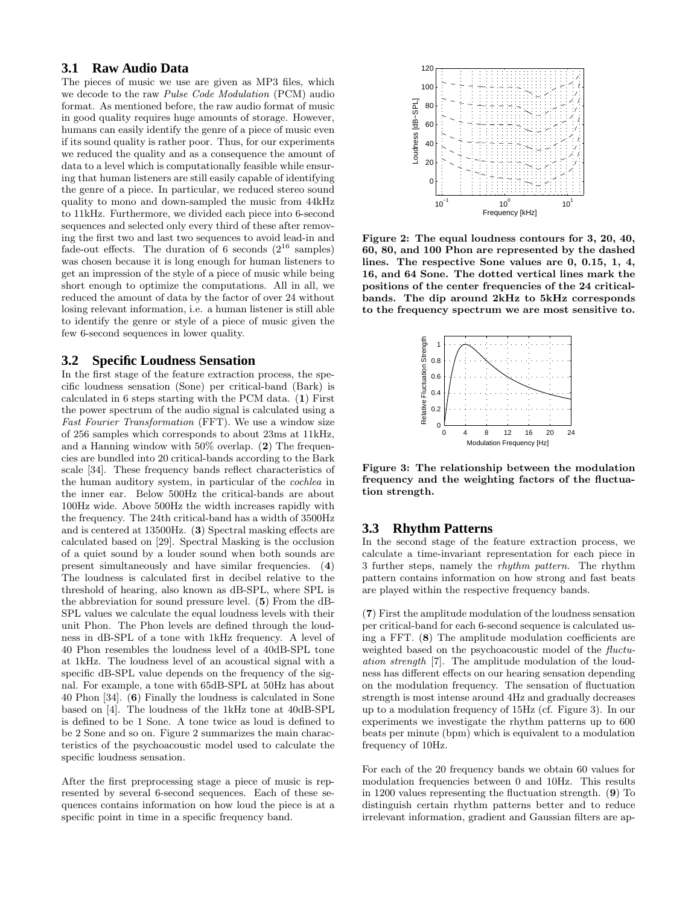### 3.1 Raw Audio Data

The pieces of music we use are given as MP3 files, which we decode to the raw *Pulse Code Modulation* (PCM) audio format. As mentioned before, the raw audio format of music in good quality requires huge amounts of storage. However, humans can easily identify the genre of a piece of music even if its sound quality is rather poor. Thus, for our experiments we reduced the quality and as a consequence the amount of data to a level which is computationally feasible while ensuring that human listeners are still easily capable of identifying the genre of a piece. In particular, we reduced stereo sound quality to mono and down-sampled the music from 44kHz to 11kHz. Furthermore, we divided each piece into 6-second sequences and selected only every third of these after removing the first two and last two sequences to avoid lead-in and fade-out effects. The duration of 6 seconds ($2^{16}$ samples) was chosen because it is long enough for human listeners to get an impression of the style of a piece of music while being short enough to optimize the computations. All in all, we reduced the amount of data by the factor of over 24 without losing relevant information, i.e. a human listener is still able to identify the genre or style of a piece of music given the few 6-second sequences in lower quality.

### 3.2 Specific Loudness Sensation

In the first stage of the feature extraction process, the specific loudness sensation (Sone) per critical-band (Bark) is calculated in 6 steps starting with the PCM data. (**1**) First the power spectrum of the audio signal is calculated using a *Fast Fourier Transformation* (FFT). We use a window size of 256 samples which corresponds to about 23ms at 11kHz, and a Hanning window with 50% overlap. (**2**) The frequencies are bundled into 20 critical-bands according to the Bark scale [34]. These frequency bands reflect characteristics of the human auditory system, in particular of the *cochlea* in the inner ear. Below 500Hz the critical-bands are about 100Hz wide. Above 500Hz the width increases rapidly with the frequency. The 24th critical-band has a width of 3500Hz and is centered at 13500Hz. (**3**) Spectral masking effects are calculated based on [29]. Spectral Masking is the occlusion of a quiet sound by a louder sound when both sounds are present simultaneously and have similar frequencies. (**4**) The loudness is calculated first in decibel relative to the threshold of hearing, also known as dB-SPL, where SPL is the abbreviation for sound pressure level. (**5**) From the dB-SPL values we calculate the equal loudness levels with their unit Phon. The Phon levels are defined through the loudness in dB-SPL of a tone with 1kHz frequency. A level of 40 Phon resembles the loudness level of a 40dB-SPL tone at 1kHz. The loudness level of an acoustical signal with a specific dB-SPL value depends on the frequency of the signal. For example, a tone with 65dB-SPL at 50Hz has about 40 Phon [34]. (**6**) Finally the loudness is calculated in Sone based on [4]. The loudness of the 1kHz tone at 40dB-SPL is defined to be 1 Sone. A tone twice as loud is defined to be 2 Sone and so on. Figure 2 summarizes the main characteristics of the psychoacoustic model used to calculate the specific loudness sensation.

After the first preprocessing stage a piece of music is represented by several 6-second sequences. Each of these sequences contains information on how loud the piece is at a specific point in time in a specific frequency band.

**Figure 2: The equal loudness contours for 3, 20, 40, 60, 80, and 100 Phon are represented by the dashed lines. The respective Sone values are 0, 0.15, 1, 4, 16, and 64 Sone. The dotted vertical lines mark the positions of the center frequencies of the 24 critical-bands. The dip around 2kHz to 5kHz corresponds to the frequency spectrum we are most sensitive to.**

**Figure 3: The relationship between the modulation frequency and the weighting factors of the fluctuation strength.**

### 3.3 Rhythm Patterns

In the second stage of the feature extraction process, we calculate a time-invariant representation for each piece in 3 further steps, namely the *rhythm pattern*. The rhythm pattern contains information on how strong and fast beats are played within the respective frequency bands.

(**7**) First the amplitude modulation of the loudness sensation per critical-band for each 6-second sequence is calculated using a FFT. (**8**) The amplitude modulation coefficients are weighted based on the psychoacoustic model of the *fluctuation strength* [7]. The amplitude modulation of the loudness has different effects on our hearing sensation depending on the modulation frequency. The sensation of fluctuation strength is most intense around 4Hz and gradually decreases up to a modulation frequency of 15Hz (cf. Figure 3). In our experiments we investigate the rhythm patterns up to 600 beats per minute (bpm) which is equivalent to a modulation frequency of 10Hz.

For each of the 20 frequency bands we obtain 60 values for modulation frequencies between 0 and 10Hz. This results in 1200 values representing the fluctuation strength. (**9**) To distinguish certain rhythm patterns better and to reduce irrelevant information, gradient and Gaussian filters are ap-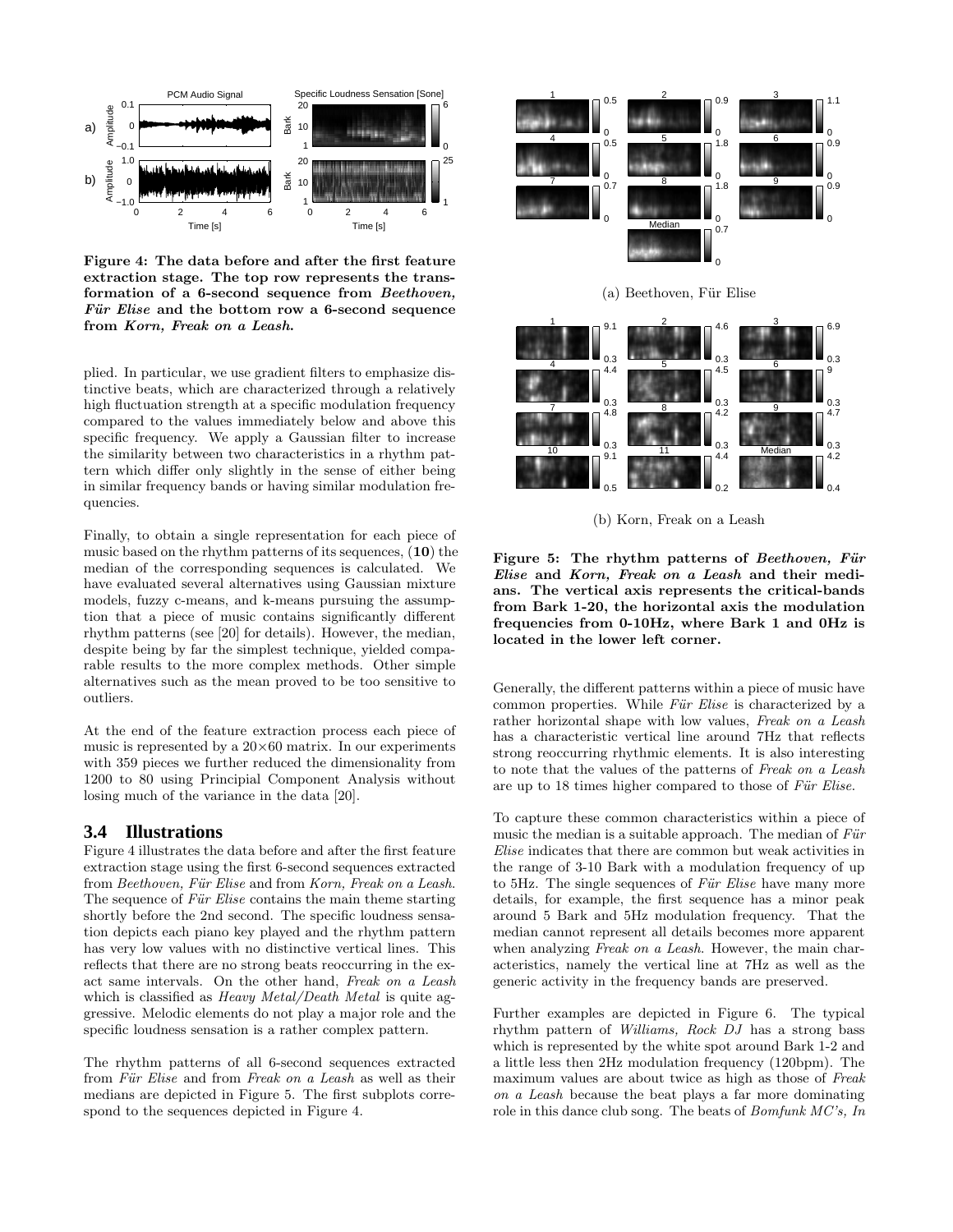Figure 4: The data before and after the first feature extraction stage. The top row represents the transformation of a 6-second sequence from *Beethoven, Für Elise* and the bottom row a 6-second sequence from *Korn, Freak on a Leash*.

plied. In particular, we use gradient filters to emphasize distinctive beats, which are characterized through a relatively high fluctuation strength at a specific modulation frequency compared to the values immediately below and above this specific frequency. We apply a Gaussian filter to increase the similarity between two characteristics in a rhythm pattern which differ only slightly in the sense of either being in similar frequency bands or having similar modulation frequencies.

Finally, to obtain a single representation for each piece of music based on the rhythm patterns of its sequences, (**10**) the median of the corresponding sequences is calculated. We have evaluated several alternatives using Gaussian mixture models, fuzzy c-means, and k-means pursuing the assumption that a piece of music contains significantly different rhythm patterns (see [20] for details). However, the median, despite being by far the simplest technique, yielded comparable results to the more complex methods. Other simple alternatives such as the mean proved to be too sensitive to outliers.

At the end of the feature extraction process each piece of music is represented by a $20 \times 60$ matrix. In our experiments with 359 pieces we further reduced the dimensionality from 1200 to 80 using Principial Component Analysis without losing much of the variance in the data [20].

## 3.4 Illustrations

Figure 4 illustrates the data before and after the first feature extraction stage using the first 6-second sequences extracted from *Beethoven, Für Elise* and from *Korn, Freak on a Leash*. The sequence of *Für Elise* contains the main theme starting shortly before the 2nd second. The specific loudness sensation depicts each piano key played and the rhythm pattern has very low values with no distinctive vertical lines. This reflects that there are no strong beats reoccurring in the exact same intervals. On the other hand, *Freak on a Leash* which is classified as *Heavy Metal/Death Metal* is quite aggressive. Melodic elements do not play a major role and the specific loudness sensation is a rather complex pattern.

The rhythm patterns of all 6-second sequences extracted from *Für Elise* and from *Freak on a Leash* as well as their medians are depicted in Figure 5. The first subplots correspond to the sequences depicted in Figure 4.

(a) Beethoven, Für Elise

(b) Korn, Freak on a Leash

Figure 5: The rhythm patterns of *Beethoven, Für Elise* and *Korn, Freak on a Leash* and their medians. The vertical axis represents the critical-bands from Bark 1-20, the horizontal axis the modulation frequencies from 0-10Hz, where Bark 1 and 0Hz is located in the lower left corner.

Generally, the different patterns within a piece of music have common properties. While *Für Elise* is characterized by a rather horizontal shape with low values, *Freak on a Leash* has a characteristic vertical line around 7Hz that reflects strong reoccurring rhythmic elements. It is also interesting to note that the values of the patterns of *Freak on a Leash* are up to 18 times higher compared to those of *Für Elise*.

To capture these common characteristics within a piece of music the median is a suitable approach. The median of *Für Elise* indicates that there are common but weak activities in the range of 3-10 Bark with a modulation frequency of up to 5Hz. The single sequences of *Für Elise* have many more details, for example, the first sequence has a minor peak around 5 Bark and 5Hz modulation frequency. That the median cannot represent all details becomes more apparent when analyzing *Freak on a Leash*. However, the main characteristics, namely the vertical line at 7Hz as well as the generic activity in the frequency bands are preserved.

Further examples are depicted in Figure 6. The typical rhythm pattern of *Williams, Rock DJ* has a strong bass which is represented by the white spot around Bark 1-2 and a little less then 2Hz modulation frequency (120bpm). The maximum values are about twice as high as those of *Freak on a Leash* because the beat plays a far more dominating role in this dance club song. The beats of *Bomfunk MC's, In*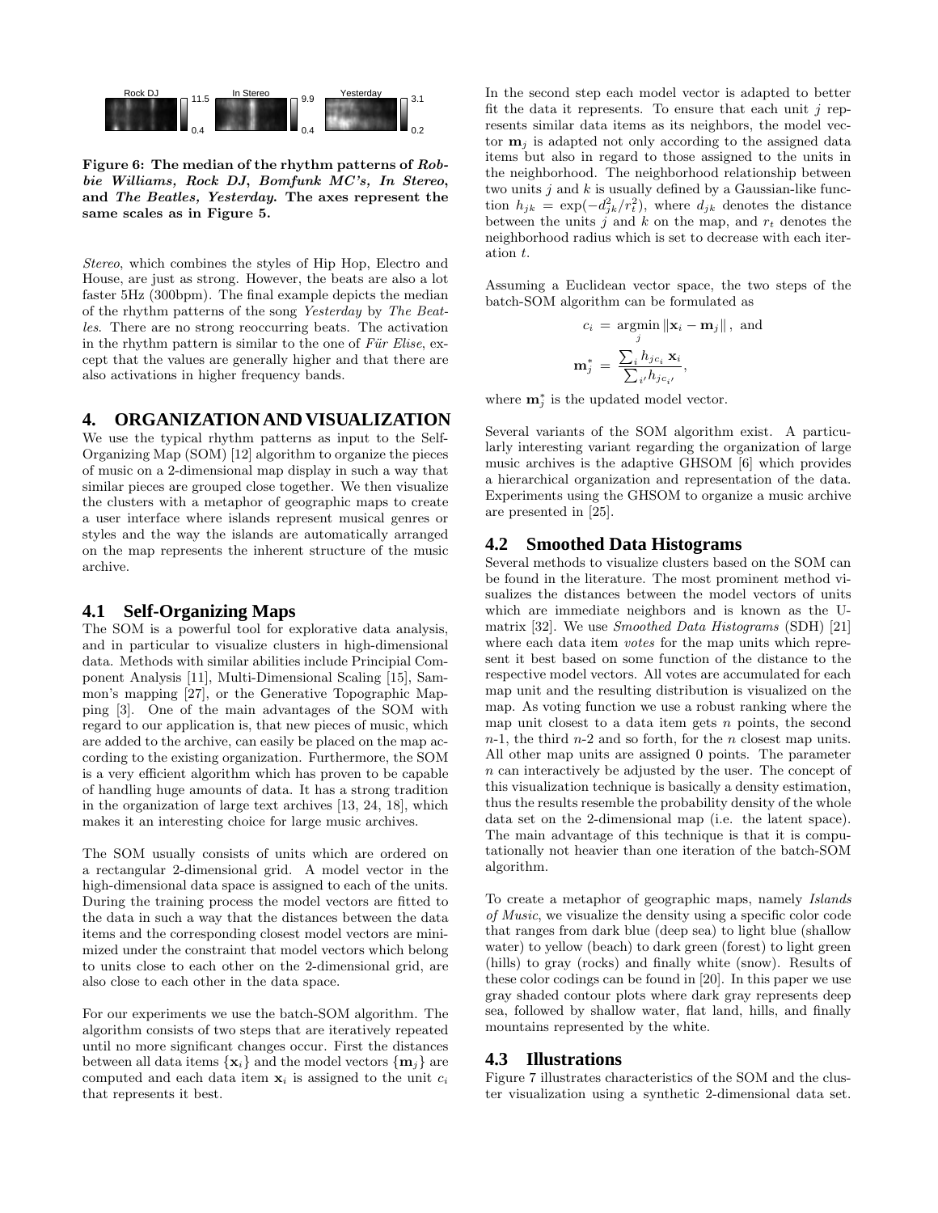Figure 6: The median of the rhythm patterns of *Robbie Williams, Rock DJ*, *Bomfunk MC's, In Stereo*, and *The Beatles, Yesterday*. The axes represent the same scales as in Figure 5.

*Stereo*, which combines the styles of Hip Hop, Electro and House, are just as strong. However, the beats are also a lot faster 5Hz (300bpm). The final example depicts the median of the rhythm patterns of the song *Yesterday* by *The Beatles*. There are no strong reoccurring beats. The activation in the rhythm pattern is similar to the one of *Für Elise*, except that the values are generally higher and that there are also activations in higher frequency bands.

# 4. ORGANIZATION AND VISUALIZATION

We use the typical rhythm patterns as input to the Self-Organizing Map (SOM) [12] algorithm to organize the pieces of music on a 2-dimensional map display in such a way that similar pieces are grouped close together. We then visualize the clusters with a metaphor of geographic maps to create a user interface where islands represent musical genres or styles and the way the islands are automatically arranged on the map represents the inherent structure of the music archive.

## 4.1 Self-Organizing Maps

The SOM is a powerful tool for explorative data analysis, and in particular to visualize clusters in high-dimensional data. Methods with similar abilities include Principial Component Analysis [11], Multi-Dimensional Scaling [15], Sammon's mapping [27], or the Generative Topographic Mapping [3]. One of the main advantages of the SOM with regard to our application is, that new pieces of music, which are added to the archive, can easily be placed on the map according to the existing organization. Furthermore, the SOM is a very efficient algorithm which has proven to be capable of handling huge amounts of data. It has a strong tradition in the organization of large text archives [13, 24, 18], which makes it an interesting choice for large music archives.

The SOM usually consists of units which are ordered on a rectangular 2-dimensional grid. A model vector in the high-dimensional data space is assigned to each of the units. During the training process the model vectors are fitted to the data in such a way that the distances between the data items and the corresponding closest model vectors are minimized under the constraint that model vectors which belong to units close to each other on the 2-dimensional grid, are also close to each other in the data space.

For our experiments we use the batch-SOM algorithm. The algorithm consists of two steps that are iteratively repeated until no more significant changes occur. First the distances between all data items $\{\mathbf{x}_i\}$ and the model vectors $\{\mathbf{m}_j\}$ are computed and each data item $\mathbf{x}_i$ is assigned to the unit $c_i$ that represents it best.

In the second step each model vector is adapted to better fit the data it represents. To ensure that each unit $j$ represents similar data items as its neighbors, the model vector $\mathbf{m}_j$ is adapted not only according to the assigned data items but also in regard to those assigned to the units in the neighborhood. The neighborhood relationship between two units $j$ and $k$ is usually defined by a Gaussian-like function $h_{jk} = \exp(-d_{jk}^2/r_t^2)$, where $d_{jk}$ denotes the distance between the units $j$ and $k$ on the map, and $r_t$ denotes the neighborhood radius which is set to decrease with each iteration $t$.

Assuming a Euclidean vector space, the two steps of the batch-SOM algorithm can be formulated as

$$c_i = \operatorname*{argmin}_j \|\mathbf{x}_i - \mathbf{m}_j\|, \text{ and}$$

$$\mathbf{m}_j^* = \frac{\sum_i h_{jc_i}\, \mathbf{x}_i}{\sum_{i'} h_{jc_{i'}}},$$

where $\mathbf{m}_j^*$ is the updated model vector.

Several variants of the SOM algorithm exist. A particularly interesting variant regarding the organization of large music archives is the adaptive GHSOM [6] which provides a hierarchical organization and representation of the data. Experiments using the GHSOM to organize a music archive are presented in [25].

## 4.2 Smoothed Data Histograms

Several methods to visualize clusters based on the SOM can be found in the literature. The most prominent method visualizes the distances between the model vectors of units which are immediate neighbors and is known as the U-matrix [32]. We use *Smoothed Data Histograms* (SDH) [21] where each data item *votes* for the map units which represent it best based on some function of the distance to the respective model vectors. All votes are accumulated for each map unit and the resulting distribution is visualized on the map. As voting function we use a robust ranking where the map unit closest to a data item gets $n$ points, the second $n$-1, the third $n$-2 and so forth, for the $n$ closest map units. All other map units are assigned 0 points. The parameter $n$ can interactively be adjusted by the user. The concept of this visualization technique is basically a density estimation, thus the results resemble the probability density of the whole data set on the 2-dimensional map (i.e. the latent space). The main advantage of this technique is that it is computationally not heavier than one iteration of the batch-SOM algorithm.

To create a metaphor of geographic maps, namely *Islands of Music*, we visualize the density using a specific color code that ranges from dark blue (deep sea) to light blue (shallow water) to yellow (beach) to dark green (forest) to light green (hills) to gray (rocks) and finally white (snow). Results of these color codings can be found in [20]. In this paper we use gray shaded contour plots where dark gray represents deep sea, followed by shallow water, flat land, hills, and finally mountains represented by the white.

## 4.3 Illustrations

Figure 7 illustrates characteristics of the SOM and the cluster visualization using a synthetic 2-dimensional data set.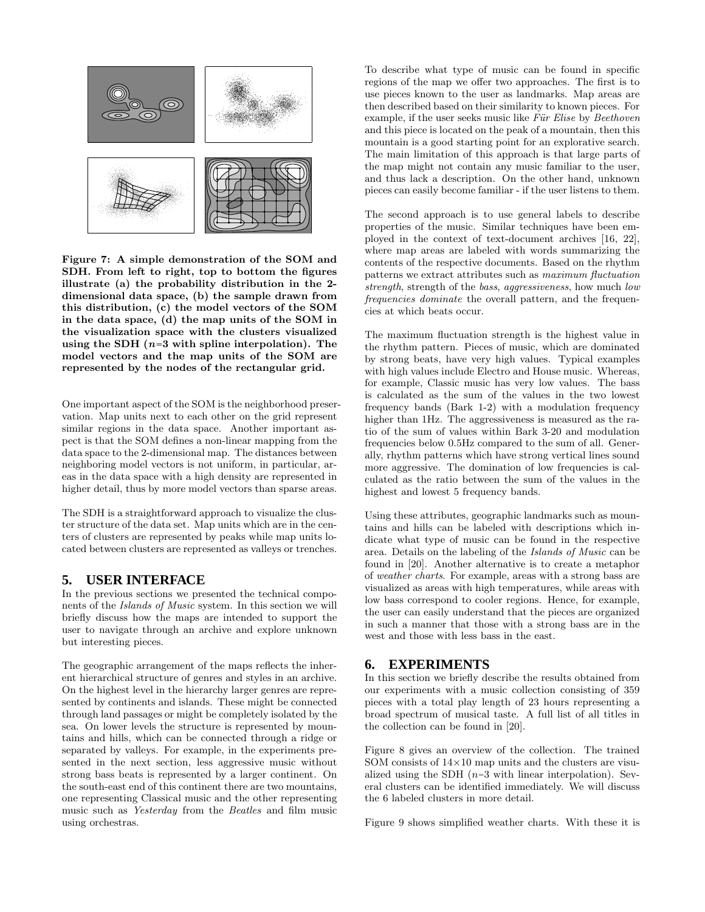**Figure 7: A simple demonstration of the SOM and SDH. From left to right, top to bottom the figures illustrate (a) the probability distribution in the 2-dimensional data space, (b) the sample drawn from this distribution, (c) the model vectors of the SOM in the data space, (d) the map units of the SOM in the visualization space with the clusters visualized using the SDH ($n$=3 with spline interpolation). The model vectors and the map units of the SOM are represented by the nodes of the rectangular grid.**

One important aspect of the SOM is the neighborhood preservation. Map units next to each other on the grid represent similar regions in the data space. Another important aspect is that the SOM defines a non-linear mapping from the data space to the 2-dimensional map. The distances between neighboring model vectors is not uniform, in particular, areas in the data space with a high density are represented in higher detail, thus by more model vectors than sparse areas.

The SDH is a straightforward approach to visualize the cluster structure of the data set. Map units which are in the centers of clusters are represented by peaks while map units located between clusters are represented as valleys or trenches.

## 5. USER INTERFACE

In the previous sections we presented the technical components of the *Islands of Music* system. In this section we will briefly discuss how the maps are intended to support the user to navigate through an archive and explore unknown but interesting pieces.

The geographic arrangement of the maps reflects the inherent hierarchical structure of genres and styles in an archive. On the highest level in the hierarchy larger genres are represented by continents and islands. These might be connected through land passages or might be completely isolated by the sea. On lower levels the structure is represented by mountains and hills, which can be connected through a ridge or separated by valleys. For example, in the experiments presented in the next section, less aggressive music without strong bass beats is represented by a larger continent. On the south-east end of this continent there are two mountains, one representing Classical music and the other representing music such as *Yesterday* from the *Beatles* and film music using orchestras.

To describe what type of music can be found in specific regions of the map we offer two approaches. The first is to use pieces known to the user as landmarks. Map areas are then described based on their similarity to known pieces. For example, if the user seeks music like *Für Elise* by *Beethoven* and this piece is located on the peak of a mountain, then this mountain is a good starting point for an explorative search. The main limitation of this approach is that large parts of the map might not contain any music familiar to the user, and thus lack a description. On the other hand, unknown pieces can easily become familiar - if the user listens to them.

The second approach is to use general labels to describe properties of the music. Similar techniques have been employed in the context of text-document archives [16, 22], where map areas are labeled with words summarizing the contents of the respective documents. Based on the rhythm patterns we extract attributes such as *maximum fluctuation strength*, strength of the *bass*, *aggressiveness*, how much *low frequencies dominate* the overall pattern, and the frequencies at which beats occur.

The maximum fluctuation strength is the highest value in the rhythm pattern. Pieces of music, which are dominated by strong beats, have very high values. Typical examples with high values include Electro and House music. Whereas, for example, Classic music has very low values. The bass is calculated as the sum of the values in the two lowest frequency bands (Bark 1-2) with a modulation frequency higher than 1Hz. The aggressiveness is measured as the ratio of the sum of values within Bark 3-20 and modulation frequencies below 0.5Hz compared to the sum of all. Generally, rhythm patterns which have strong vertical lines sound more aggressive. The domination of low frequencies is calculated as the ratio between the sum of the values in the highest and lowest 5 frequency bands.

Using these attributes, geographic landmarks such as mountains and hills can be labeled with descriptions which indicate what type of music can be found in the respective area. Details on the labeling of the *Islands of Music* can be found in [20]. Another alternative is to create a metaphor of *weather charts*. For example, areas with a strong bass are visualized as areas with high temperatures, while areas with low bass correspond to cooler regions. Hence, for example, the user can easily understand that the pieces are organized in such a manner that those with a strong bass are in the west and those with less bass in the east.

## 6. EXPERIMENTS

In this section we briefly describe the results obtained from our experiments with a music collection consisting of 359 pieces with a total play length of 23 hours representing a broad spectrum of musical taste. A full list of all titles in the collection can be found in [20].

Figure 8 gives an overview of the collection. The trained SOM consists of 14×10 map units and the clusters are visualized using the SDH ($n$=3 with linear interpolation). Several clusters can be identified immediately. We will discuss the 6 labeled clusters in more detail.

Figure 9 shows simplified weather charts. With these it is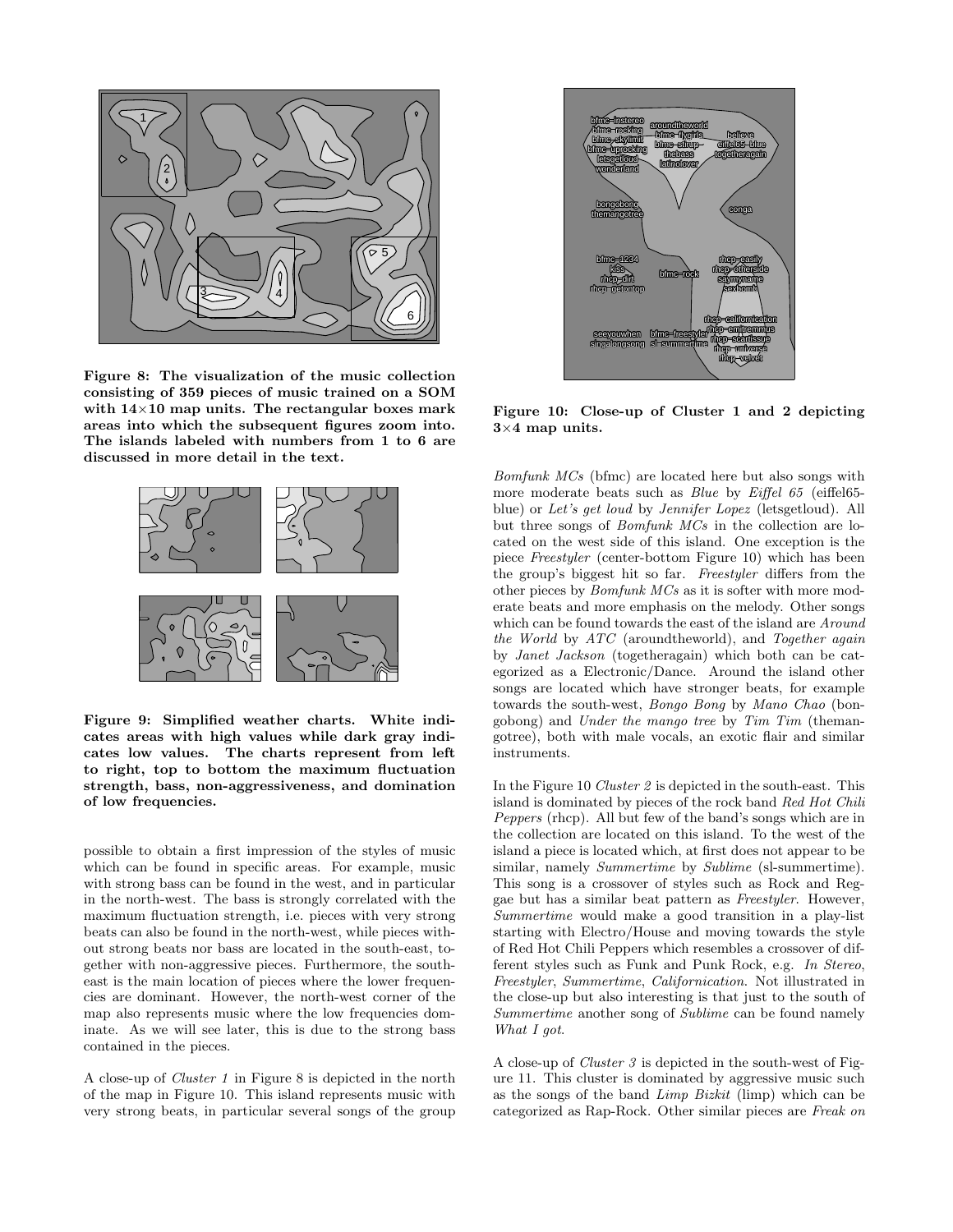**Figure 8: The visualization of the music collection consisting of 359 pieces of music trained on a SOM with 14×10 map units. The rectangular boxes mark areas into which the subsequent figures zoom into. The islands labeled with numbers from 1 to 6 are discussed in more detail in the text.**

**Figure 9: Simplified weather charts. White indicates areas with high values while dark gray indicates low values. The charts represent from left to right, top to bottom the maximum fluctuation strength, bass, non-aggressiveness, and domination of low frequencies.**

possible to obtain a first impression of the styles of music which can be found in specific areas. For example, music with strong bass can be found in the west, and in particular in the north-west. The bass is strongly correlated with the maximum fluctuation strength, i.e. pieces with very strong beats can also be found in the north-west, while pieces without strong beats nor bass are located in the south-east, together with non-aggressive pieces. Furthermore, the south-east is the main location of pieces where the lower frequencies are dominant. However, the north-west corner of the map also represents music where the low frequencies dominate. As we will see later, this is due to the strong bass contained in the pieces.

A close-up of *Cluster 1* in Figure 8 is depicted in the north of the map in Figure 10. This island represents music with very strong beats, in particular several songs of the group

**Figure 10: Close-up of Cluster 1 and 2 depicting 3×4 map units.**

*Bomfunk MCs* (bfmc) are located here but also songs with more moderate beats such as *Blue* by *Eiffel 65* (eiffel65-blue) or *Let's get loud* by *Jennifer Lopez* (letsgetloud). All but three songs of *Bomfunk MCs* in the collection are located on the west side of this island. One exception is the piece *Freestyler* (center-bottom Figure 10) which has been the group's biggest hit so far. *Freestyler* differs from the other pieces by *Bomfunk MCs* as it is softer with more moderate beats and more emphasis on the melody. Other songs which can be found towards the east of the island are *Around the World* by *ATC* (aroundtheworld), and *Together again* by *Janet Jackson* (togetheragain) which both can be categorized as a Electronic/Dance. Around the island other songs are located which have stronger beats, for example towards the south-west, *Bongo Bong* by *Mano Chao* (bongobong) and *Under the mango tree* by *Tim Tim* (themangotree), both with male vocals, an exotic flair and similar instruments.

In the Figure 10 *Cluster 2* is depicted in the south-east. This island is dominated by pieces of the rock band *Red Hot Chili Peppers* (rhcp). All but few of the band's songs which are in the collection are located on this island. To the west of the island a piece is located which, at first does not appear to be similar, namely *Summertime* by *Sublime* (sl-summertime). This song is a crossover of styles such as Rock and Reggae but has a similar beat pattern as *Freestyler*. However, *Summertime* would make a good transition in a play-list starting with Electro/House and moving towards the style of Red Hot Chili Peppers which resembles a crossover of different styles such as Funk and Punk Rock, e.g. *In Stereo*, *Freestyler*, *Summertime*, *Californication*. Not illustrated in the close-up but also interesting is that just to the south of *Summertime* another song of *Sublime* can be found namely *What I got*.

A close-up of *Cluster 3* is depicted in the south-west of Figure 11. This cluster is dominated by aggressive music such as the songs of the band *Limp Bizkit* (limp) which can be categorized as Rap-Rock. Other similar pieces are *Freak on*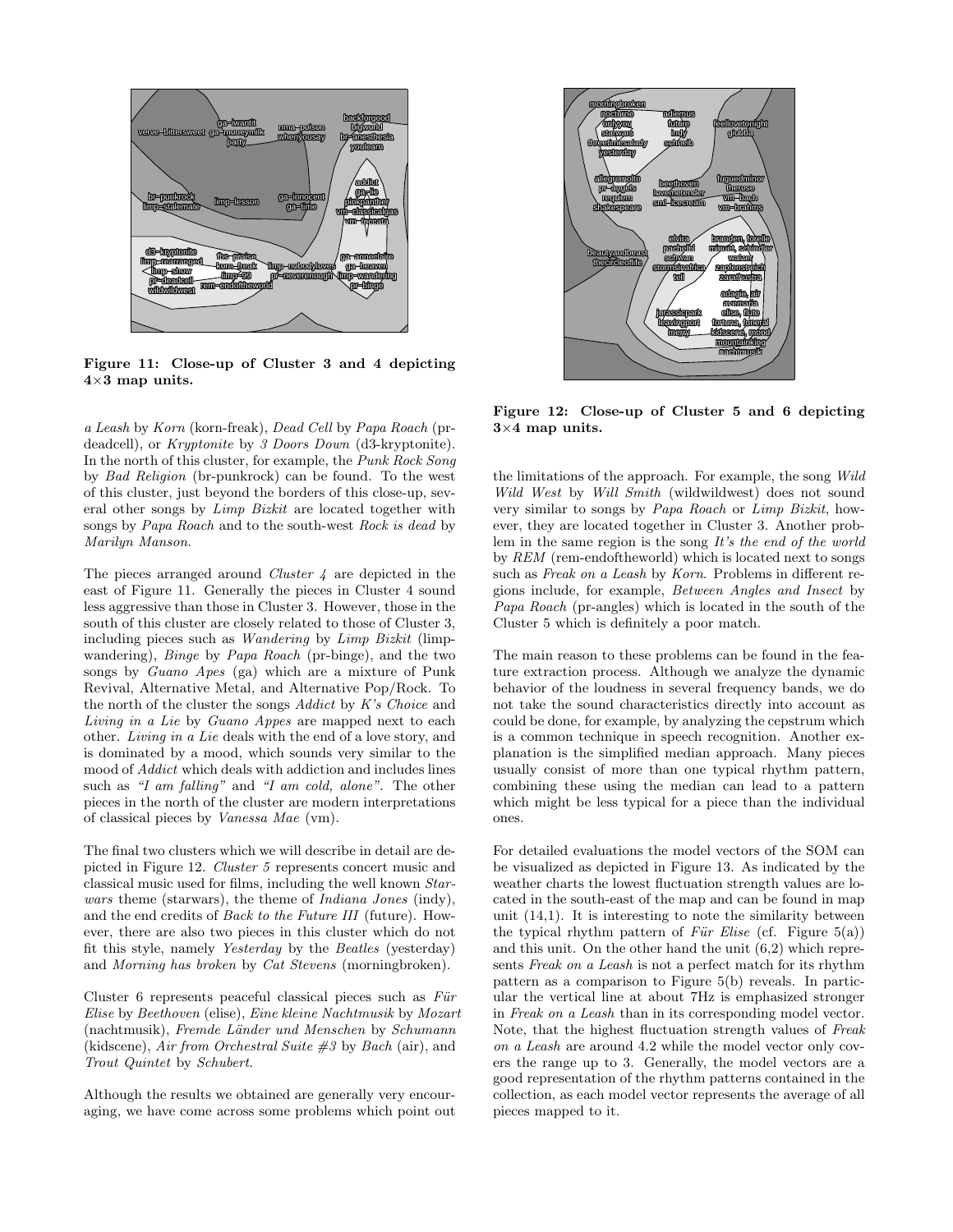Figure 11: Close-up of Cluster 3 and 4 depicting 4×3 map units.

*a Leash* by *Korn* (korn-freak), *Dead Cell* by *Papa Roach* (pr-deadcell), or *Kryptonite* by *3 Doors Down* (d3-kryptonite). In the north of this cluster, for example, the *Punk Rock Song* by *Bad Religion* (br-punkrock) can be found. To the west of this cluster, just beyond the borders of this close-up, several other songs by *Limp Bizkit* are located together with songs by *Papa Roach* and to the south-west *Rock is dead* by *Marilyn Manson*.

The pieces arranged around *Cluster 4* are depicted in the east of Figure 11. Generally the pieces in Cluster 4 sound less aggressive than those in Cluster 3. However, those in the south of this cluster are closely related to those of Cluster 3, including pieces such as *Wandering* by *Limp Bizkit* (limp-wandering), *Binge* by *Papa Roach* (pr-binge), and the two songs by *Guano Apes* (ga) which are a mixture of Punk Revival, Alternative Metal, and Alternative Pop/Rock. To the north of the cluster the songs *Addict* by *K's Choice* and *Living in a Lie* by *Guano Appes* are mapped next to each other. *Living in a Lie* deals with the end of a love story, and is dominated by a mood, which sounds very similar to the mood of *Addict* which deals with addiction and includes lines such as *"I am falling"* and *"I am cold, alone"*. The other pieces in the north of the cluster are modern interpretations of classical pieces by *Vanessa Mae* (vm).

The final two clusters which we will describe in detail are depicted in Figure 12. *Cluster 5* represents concert music and classical music used for films, including the well known *Starwars* theme (starwars), the theme of *Indiana Jones* (indy), and the end credits of *Back to the Future III* (future). However, there are also two pieces in this cluster which do not fit this style, namely *Yesterday* by the *Beatles* (yesterday) and *Morning has broken* by *Cat Stevens* (morningbroken).

Cluster 6 represents peaceful classical pieces such as *Für Elise* by *Beethoven* (elise), *Eine kleine Nachtmusik* by *Mozart* (nachtmusik), *Fremde Länder und Menschen* by *Schumann* (kidscene), *Air from Orchestral Suite #3* by *Bach* (air), and *Trout Quintet* by *Schubert*.

Although the results we obtained are generally very encouraging, we have come across some problems which point out the limitations of the approach. For example, the song *Wild Wild West* by *Will Smith* (wildwildwest) does not sound very similar to songs by *Papa Roach* or *Limp Bizkit*, however, they are located together in Cluster 3. Another problem in the same region is the song *It's the end of the world* by *REM* (rem-endoftheworld) which is located next to songs such as *Freak on a Leash* by *Korn*. Problems in different regions include, for example, *Between Angles and Insect* by *Papa Roach* (pr-angles) which is located in the south of the Cluster 5 which is definitely a poor match.

Figure 12: Close-up of Cluster 5 and 6 depicting 3×4 map units.

The main reason to these problems can be found in the feature extraction process. Although we analyze the dynamic behavior of the loudness in several frequency bands, we do not take the sound characteristics directly into account as could be done, for example, by analyzing the cepstrum which is a common technique in speech recognition. Another explanation is the simplified median approach. Many pieces usually consist of more than one typical rhythm pattern, combining these using the median can lead to a pattern which might be less typical for a piece than the individual ones.

For detailed evaluations the model vectors of the SOM can be visualized as depicted in Figure 13. As indicated by the weather charts the lowest fluctuation strength values are located in the south-east of the map and can be found in map unit (14,1). It is interesting to note the similarity between the typical rhythm pattern of *Für Elise* (cf. Figure 5(a)) and this unit. On the other hand the unit (6,2) which represents *Freak on a Leash* is not a perfect match for its rhythm pattern as a comparison to Figure 5(b) reveals. In particular the vertical line at about 7Hz is emphasized stronger in *Freak on a Leash* than in its corresponding model vector. Note, that the highest fluctuation strength values of *Freak on a Leash* are around 4.2 while the model vector only covers the range up to 3. Generally, the model vectors are a good representation of the rhythm patterns contained in the collection, as each model vector represents the average of all pieces mapped to it.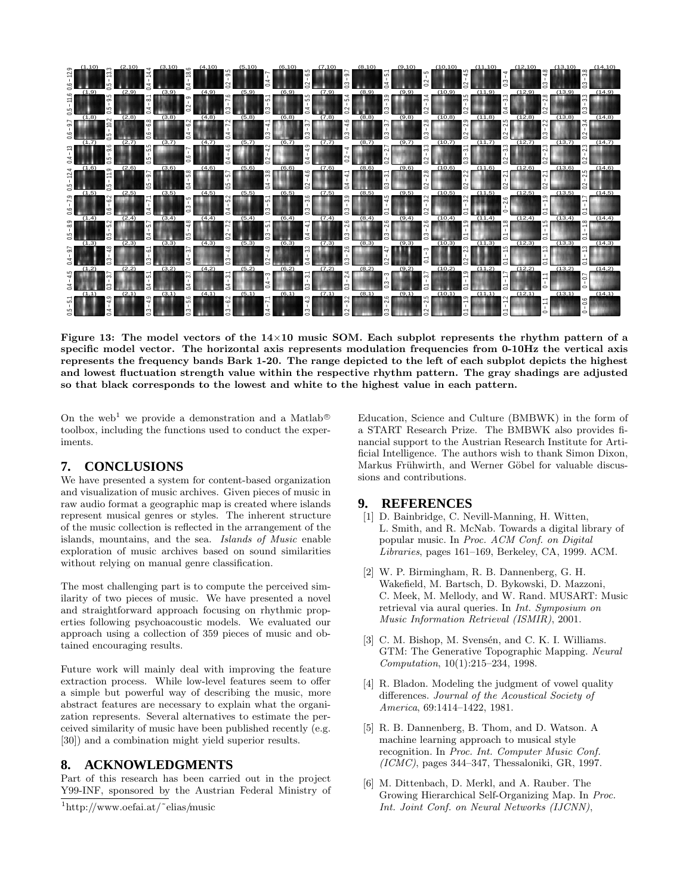**Figure 13: The model vectors of the 14×10 music SOM. Each subplot represents the rhythm pattern of a specific model vector. The horizontal axis represents modulation frequencies from 0-10Hz the vertical axis represents the frequency bands Bark 1-20. The range depicted to the left of each subplot depicts the highest and lowest fluctuation strength value within the respective rhythm pattern. The gray shadings are adjusted so that black corresponds to the lowest and white to the highest value in each pattern.**

On the web[1] we provide a demonstration and a Matlab® toolbox, including the functions used to conduct the experiments.

## 7. CONCLUSIONS

We have presented a system for content-based organization and visualization of music archives. Given pieces of music in raw audio format a geographic map is created where islands represent musical genres or styles. The inherent structure of the music collection is reflected in the arrangement of the islands, mountains, and the sea. *Islands of Music* enable exploration of music archives based on sound similarities without relying on manual genre classification.

The most challenging part is to compute the perceived similarity of two pieces of music. We have presented a novel and straightforward approach focusing on rhythmic properties following psychoacoustic models. We evaluated our approach using a collection of 359 pieces of music and obtained encouraging results.

Future work will mainly deal with improving the feature extraction process. While low-level features seem to offer a simple but powerful way of describing the music, more abstract features are necessary to explain what the organization represents. Several alternatives to estimate the perceived similarity of music have been published recently (e.g. [30]) and a combination might yield superior results.

## 8. ACKNOWLEDGMENTS

Part of this research has been carried out in the project Y99-INF, sponsored by the Austrian Federal Ministry of Education, Science and Culture (BMBWK) in the form of a START Research Prize. The BMBWK also provides financial support to the Austrian Research Institute for Artificial Intelligence. The authors wish to thank Simon Dixon, Markus Frühwirth, and Werner Göbel for valuable discussions and contributions.

[1] http://www.oefai.at/˜elias/music

## 9. REFERENCES

[1] D. Bainbridge, C. Nevill-Manning, H. Witten, L. Smith, and R. McNab. Towards a digital library of popular music. In *Proc. ACM Conf. on Digital Libraries*, pages 161–169, Berkeley, CA, 1999. ACM.

[2] W. P. Birmingham, R. B. Dannenberg, G. H. Wakefield, M. Bartsch, D. Bykowski, D. Mazzoni, C. Meek, M. Mellody, and W. Rand. MUSART: Music retrieval via aural queries. In *Int. Symposium on Music Information Retrieval (ISMIR)*, 2001.

[3] C. M. Bishop, M. Svensén, and C. K. I. Williams. GTM: The Generative Topographic Mapping. *Neural Computation*, 10(1):215–234, 1998.

[4] R. Bladon. Modeling the judgment of vowel quality differences. *Journal of the Acoustical Society of America*, 69:1414–1422, 1981.

[5] R. B. Dannenberg, B. Thom, and D. Watson. A machine learning approach to musical style recognition. In *Proc. Int. Computer Music Conf. (ICMC)*, pages 344–347, Thessaloniki, GR, 1997.

[6] M. Dittenbach, D. Merkl, and A. Rauber. The Growing Hierarchical Self-Organizing Map. In *Proc. Int. Joint Conf. on Neural Networks (IJCNN)*,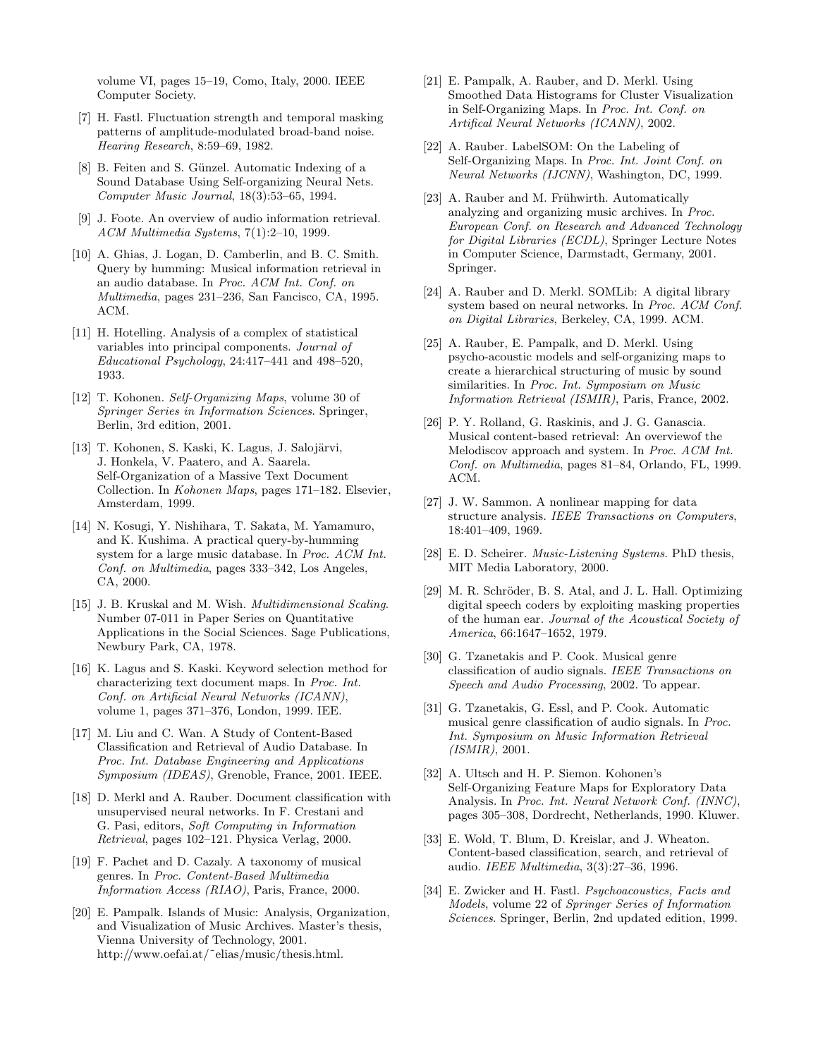volume VI, pages 15–19, Como, Italy, 2000. IEEE Computer Society.

[7] H. Fastl. Fluctuation strength and temporal masking patterns of amplitude-modulated broad-band noise. *Hearing Research*, 8:59–69, 1982.

[8] B. Feiten and S. Günzel. Automatic Indexing of a Sound Database Using Self-organizing Neural Nets. *Computer Music Journal*, 18(3):53–65, 1994.

[9] J. Foote. An overview of audio information retrieval. *ACM Multimedia Systems*, 7(1):2–10, 1999.

[10] A. Ghias, J. Logan, D. Camberlin, and B. C. Smith. Query by humming: Musical information retrieval in an audio database. In *Proc. ACM Int. Conf. on Multimedia*, pages 231–236, San Fancisco, CA, 1995. ACM.

[11] H. Hotelling. Analysis of a complex of statistical variables into principal components. *Journal of Educational Psychology*, 24:417–441 and 498–520, 1933.

[12] T. Kohonen. *Self-Organizing Maps*, volume 30 of *Springer Series in Information Sciences*. Springer, Berlin, 3rd edition, 2001.

[13] T. Kohonen, S. Kaski, K. Lagus, J. Salojärvi, J. Honkela, V. Paatero, and A. Saarela. Self-Organization of a Massive Text Document Collection. In *Kohonen Maps*, pages 171–182. Elsevier, Amsterdam, 1999.

[14] N. Kosugi, Y. Nishihara, T. Sakata, M. Yamamuro, and K. Kushima. A practical query-by-humming system for a large music database. In *Proc. ACM Int. Conf. on Multimedia*, pages 333–342, Los Angeles, CA, 2000.

[15] J. B. Kruskal and M. Wish. *Multidimensional Scaling*. Number 07-011 in Paper Series on Quantitative Applications in the Social Sciences. Sage Publications, Newbury Park, CA, 1978.

[16] K. Lagus and S. Kaski. Keyword selection method for characterizing text document maps. In *Proc. Int. Conf. on Artificial Neural Networks (ICANN)*, volume 1, pages 371–376, London, 1999. IEE.

[17] M. Liu and C. Wan. A Study of Content-Based Classification and Retrieval of Audio Database. In *Proc. Int. Database Engineering and Applications Symposium (IDEAS)*, Grenoble, France, 2001. IEEE.

[18] D. Merkl and A. Rauber. Document classification with unsupervised neural networks. In F. Crestani and G. Pasi, editors, *Soft Computing in Information Retrieval*, pages 102–121. Physica Verlag, 2000.

[19] F. Pachet and D. Cazaly. A taxonomy of musical genres. In *Proc. Content-Based Multimedia Information Access (RIAO)*, Paris, France, 2000.

[20] E. Pampalk. Islands of Music: Analysis, Organization, and Visualization of Music Archives. Master's thesis, Vienna University of Technology, 2001. http://www.oefai.at/˜elias/music/thesis.html.

[21] E. Pampalk, A. Rauber, and D. Merkl. Using Smoothed Data Histograms for Cluster Visualization in Self-Organizing Maps. In *Proc. Int. Conf. on Artifical Neural Networks (ICANN)*, 2002.

[22] A. Rauber. LabelSOM: On the Labeling of Self-Organizing Maps. In *Proc. Int. Joint Conf. on Neural Networks (IJCNN)*, Washington, DC, 1999.

[23] A. Rauber and M. Frühwirth. Automatically analyzing and organizing music archives. In *Proc. European Conf. on Research and Advanced Technology for Digital Libraries (ECDL)*, Springer Lecture Notes in Computer Science, Darmstadt, Germany, 2001. Springer.

[24] A. Rauber and D. Merkl. SOMLib: A digital library system based on neural networks. In *Proc. ACM Conf. on Digital Libraries*, Berkeley, CA, 1999. ACM.

[25] A. Rauber, E. Pampalk, and D. Merkl. Using psycho-acoustic models and self-organizing maps to create a hierarchical structuring of music by sound similarities. In *Proc. Int. Symposium on Music Information Retrieval (ISMIR)*, Paris, France, 2002.

[26] P. Y. Rolland, G. Raskinis, and J. G. Ganascia. Musical content-based retrieval: An overviewof the Melodiscov approach and system. In *Proc. ACM Int. Conf. on Multimedia*, pages 81–84, Orlando, FL, 1999. ACM.

[27] J. W. Sammon. A nonlinear mapping for data structure analysis. *IEEE Transactions on Computers*, 18:401–409, 1969.

[28] E. D. Scheirer. *Music-Listening Systems*. PhD thesis, MIT Media Laboratory, 2000.

[29] M. R. Schröder, B. S. Atal, and J. L. Hall. Optimizing digital speech coders by exploiting masking properties of the human ear. *Journal of the Acoustical Society of America*, 66:1647–1652, 1979.

[30] G. Tzanetakis and P. Cook. Musical genre classification of audio signals. *IEEE Transactions on Speech and Audio Processing*, 2002. To appear.

[31] G. Tzanetakis, G. Essl, and P. Cook. Automatic musical genre classification of audio signals. In *Proc. Int. Symposium on Music Information Retrieval (ISMIR)*, 2001.

[32] A. Ultsch and H. P. Siemon. Kohonen's Self-Organizing Feature Maps for Exploratory Data Analysis. In *Proc. Int. Neural Network Conf. (INNC)*, pages 305–308, Dordrecht, Netherlands, 1990. Kluwer.

[33] E. Wold, T. Blum, D. Kreislar, and J. Wheaton. Content-based classification, search, and retrieval of audio. *IEEE Multimedia*, 3(3):27–36, 1996.

[34] E. Zwicker and H. Fastl. *Psychoacoustics, Facts and Models*, volume 22 of *Springer Series of Information Sciences*. Springer, Berlin, 2nd updated edition, 1999.